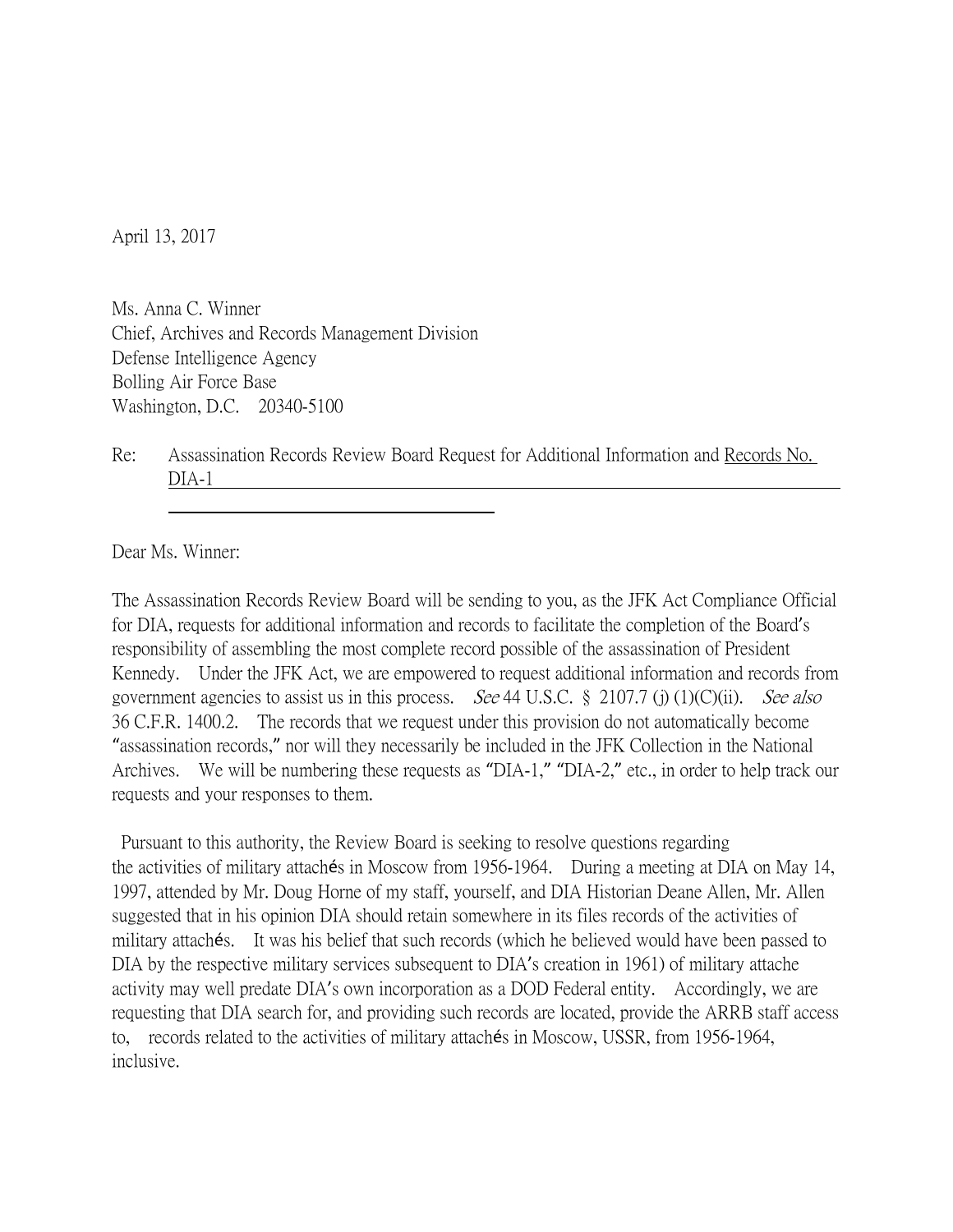April 13, 2017

Ms. Anna C. Winner
Chief, Archives and Records Management Division
Defense Intelligence Agency
Bolling Air Force Base
Washington, D.C. 20340-5100

Re: Assassination Records Review Board Request for Additional Information and Records No. DIA-1

Dear Ms. Winner:

The Assassination Records Review Board will be sending to you, as the JFK Act Compliance Official for DIA, requests for additional information and records to facilitate the completion of the Board's responsibility of assembling the most complete record possible of the assassination of President Kennedy. Under the JFK Act, we are empowered to request additional information and records from government agencies to assist us in this process. *See* 44 U.S.C. § 2107.7 (j) (1)(C)(ii). *See also* 36 C.F.R. 1400.2. The records that we request under this provision do not automatically become "assassination records," nor will they necessarily be included in the JFK Collection in the National Archives. We will be numbering these requests as "DIA-1," "DIA-2," etc., in order to help track our requests and your responses to them.

Pursuant to this authority, the Review Board is seeking to resolve questions regarding the activities of military attachés in Moscow from 1956-1964. During a meeting at DIA on May 14, 1997, attended by Mr. Doug Horne of my staff, yourself, and DIA Historian Deane Allen, Mr. Allen suggested that in his opinion DIA should retain somewhere in its files records of the activities of military attachés. It was his belief that such records (which he believed would have been passed to DIA by the respective military services subsequent to DIA's creation in 1961) of military attache activity may well predate DIA's own incorporation as a DOD Federal entity. Accordingly, we are requesting that DIA search for, and providing such records are located, provide the ARRB staff access to, records related to the activities of military attachés in Moscow, USSR, from 1956-1964, inclusive.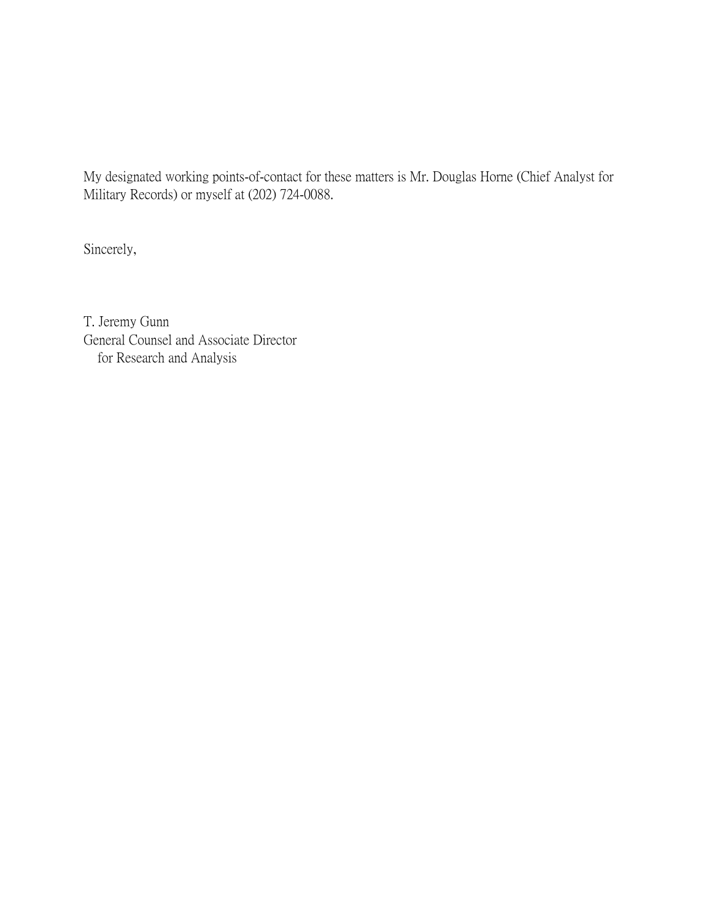My designated working points-of-contact for these matters is Mr. Douglas Horne (Chief Analyst for Military Records) or myself at (202) 724-0088.

Sincerely,

T. Jeremy Gunn
General Counsel and Associate Director
for Research and Analysis